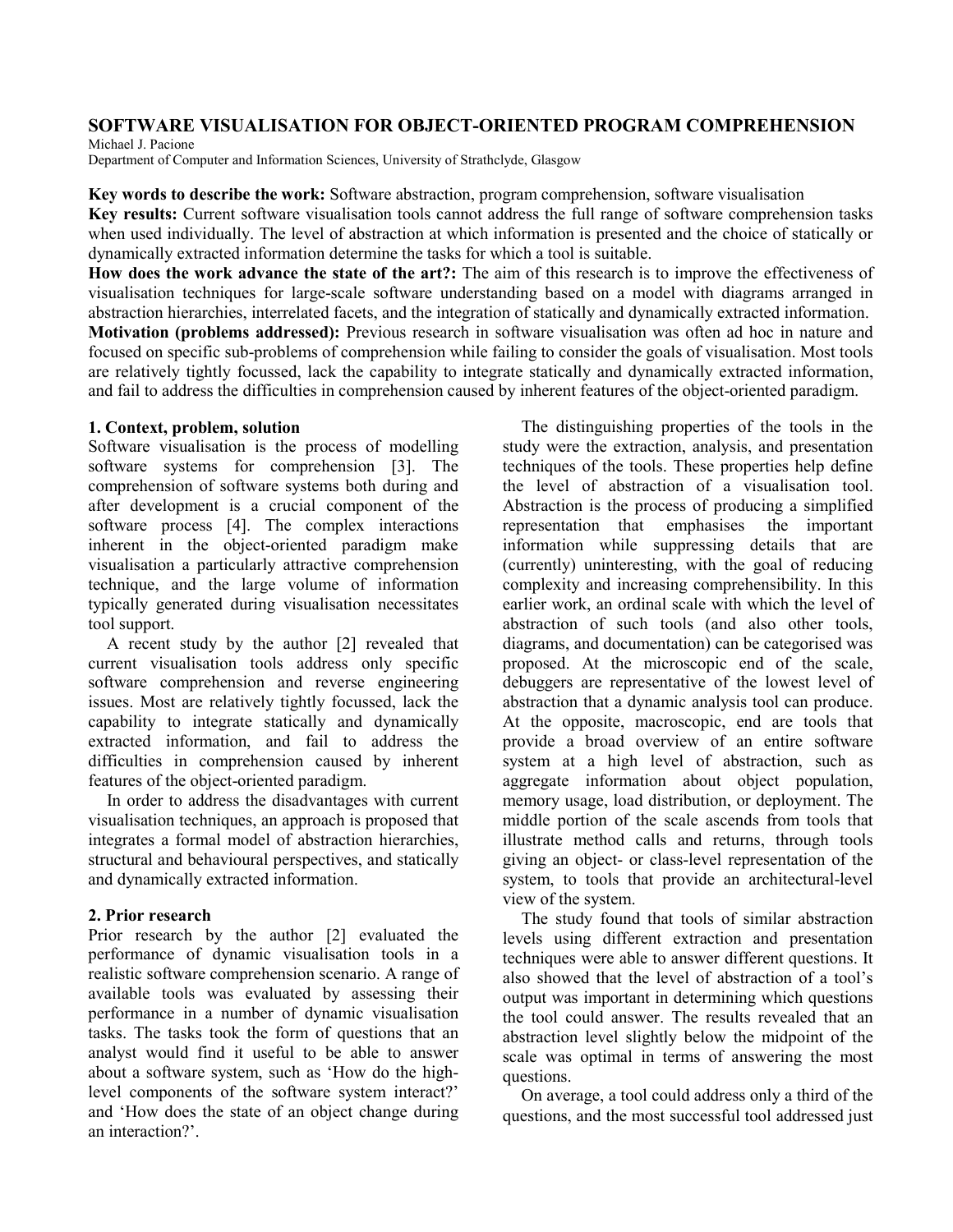# SOFTWARE VISUALISATION FOR OBJECT-ORIENTED PROGRAM COMPREHENSION

Michael J. Pacione

Department of Computer and Information Sciences, University of Strathclyde, Glasgow

**Key words to describe the work:** Software abstraction, program comprehension, software visualisation

**Key results:** Current software visualisation tools cannot address the full range of software comprehension tasks when used individually. The level of abstraction at which information is presented and the choice of statically or dynamically extracted information determine the tasks for which a tool is suitable.

**How does the work advance the state of the art?:** The aim of this research is to improve the effectiveness of visualisation techniques for large-scale software understanding based on a model with diagrams arranged in abstraction hierarchies, interrelated facets, and the integration of statically and dynamically extracted information.

**Motivation (problems addressed):** Previous research in software visualisation was often ad hoc in nature and focused on specific sub-problems of comprehension while failing to consider the goals of visualisation. Most tools are relatively tightly focussed, lack the capability to integrate statically and dynamically extracted information, and fail to address the difficulties in comprehension caused by inherent features of the object-oriented paradigm.

## 1. Context, problem, solution

Software visualisation is the process of modelling software systems for comprehension [3]. The comprehension of software systems both during and after development is a crucial component of the software process [4]. The complex interactions inherent in the object-oriented paradigm make visualisation a particularly attractive comprehension technique, and the large volume of information typically generated during visualisation necessitates tool support.

A recent study by the author [2] revealed that current visualisation tools address only specific software comprehension and reverse engineering issues. Most are relatively tightly focussed, lack the capability to integrate statically and dynamically extracted information, and fail to address the difficulties in comprehension caused by inherent features of the object-oriented paradigm.

In order to address the disadvantages with current visualisation techniques, an approach is proposed that integrates a formal model of abstraction hierarchies, structural and behavioural perspectives, and statically and dynamically extracted information.

## 2. Prior research

Prior research by the author [2] evaluated the performance of dynamic visualisation tools in a realistic software comprehension scenario. A range of available tools was evaluated by assessing their performance in a number of dynamic visualisation tasks. The tasks took the form of questions that an analyst would find it useful to be able to answer about a software system, such as 'How do the high-level components of the software system interact?' and 'How does the state of an object change during an interaction?'.

The distinguishing properties of the tools in the study were the extraction, analysis, and presentation techniques of the tools. These properties help define the level of abstraction of a visualisation tool. Abstraction is the process of producing a simplified representation that emphasises the important information while suppressing details that are (currently) uninteresting, with the goal of reducing complexity and increasing comprehensibility. In this earlier work, an ordinal scale with which the level of abstraction of such tools (and also other tools, diagrams, and documentation) can be categorised was proposed. At the microscopic end of the scale, debuggers are representative of the lowest level of abstraction that a dynamic analysis tool can produce. At the opposite, macroscopic, end are tools that provide a broad overview of an entire software system at a high level of abstraction, such as aggregate information about object population, memory usage, load distribution, or deployment. The middle portion of the scale ascends from tools that illustrate method calls and returns, through tools giving an object- or class-level representation of the system, to tools that provide an architectural-level view of the system.

The study found that tools of similar abstraction levels using different extraction and presentation techniques were able to answer different questions. It also showed that the level of abstraction of a tool's output was important in determining which questions the tool could answer. The results revealed that an abstraction level slightly below the midpoint of the scale was optimal in terms of answering the most questions.

On average, a tool could address only a third of the questions, and the most successful tool addressed just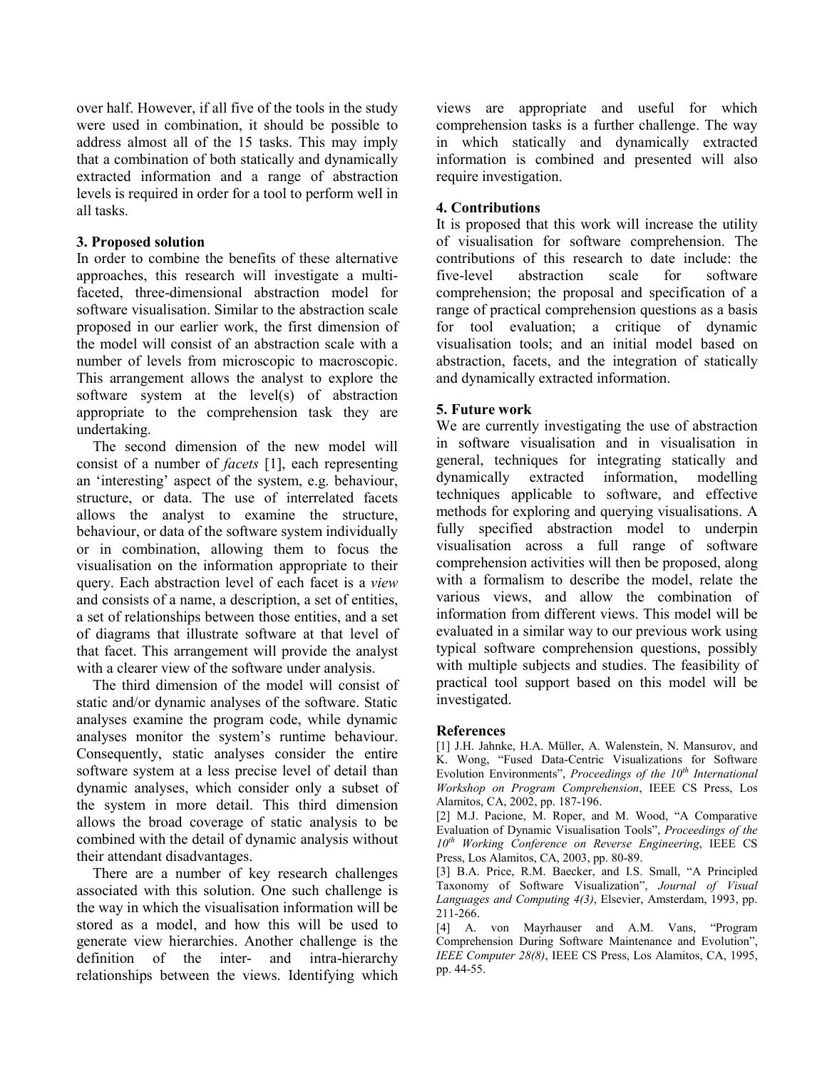over half. However, if all five of the tools in the study were used in combination, it should be possible to address almost all of the 15 tasks. This may imply that a combination of both statically and dynamically extracted information and a range of abstraction levels is required in order for a tool to perform well in all tasks.

**3. Proposed solution**

In order to combine the benefits of these alternative approaches, this research will investigate a multi-faceted, three-dimensional abstraction model for software visualisation. Similar to the abstraction scale proposed in our earlier work, the first dimension of the model will consist of an abstraction scale with a number of levels from microscopic to macroscopic. This arrangement allows the analyst to explore the software system at the level(s) of abstraction appropriate to the comprehension task they are undertaking.

The second dimension of the new model will consist of a number of *facets* [1], each representing an 'interesting' aspect of the system, e.g. behaviour, structure, or data. The use of interrelated facets allows the analyst to examine the structure, behaviour, or data of the software system individually or in combination, allowing them to focus the visualisation on the information appropriate to their query. Each abstraction level of each facet is a *view* and consists of a name, a description, a set of entities, a set of relationships between those entities, and a set of diagrams that illustrate software at that level of that facet. This arrangement will provide the analyst with a clearer view of the software under analysis.

The third dimension of the model will consist of static and/or dynamic analyses of the software. Static analyses examine the program code, while dynamic analyses monitor the system's runtime behaviour. Consequently, static analyses consider the entire software system at a less precise level of detail than dynamic analyses, which consider only a subset of the system in more detail. This third dimension allows the broad coverage of static analysis to be combined with the detail of dynamic analysis without their attendant disadvantages.

There are a number of key research challenges associated with this solution. One such challenge is the way in which the visualisation information will be stored as a model, and how this will be used to generate view hierarchies. Another challenge is the definition of the inter- and intra-hierarchy relationships between the views. Identifying which views are appropriate and useful for which comprehension tasks is a further challenge. The way in which statically and dynamically extracted information is combined and presented will also require investigation.

**4. Contributions**

It is proposed that this work will increase the utility of visualisation for software comprehension. The contributions of this research to date include: the five-level abstraction scale for software comprehension; the proposal and specification of a range of practical comprehension questions as a basis for tool evaluation; a critique of dynamic visualisation tools; and an initial model based on abstraction, facets, and the integration of statically and dynamically extracted information.

**5. Future work**

We are currently investigating the use of abstraction in software visualisation and in visualisation in general, techniques for integrating statically and dynamically extracted information, modelling techniques applicable to software, and effective methods for exploring and querying visualisations. A fully specified abstraction model to underpin visualisation across a full range of software comprehension activities will then be proposed, along with a formalism to describe the model, relate the various views, and allow the combination of information from different views. This model will be evaluated in a similar way to our previous work using typical software comprehension questions, possibly with multiple subjects and studies. The feasibility of practical tool support based on this model will be investigated.

**References**

[1] J.H. Jahnke, H.A. Müller, A. Walenstein, N. Mansurov, and K. Wong, "Fused Data-Centric Visualizations for Software Evolution Environments", *Proceedings of the 10th International Workshop on Program Comprehension*, IEEE CS Press, Los Alamitos, CA, 2002, pp. 187-196.

[2] M.J. Pacione, M. Roper, and M. Wood, "A Comparative Evaluation of Dynamic Visualisation Tools", *Proceedings of the 10th Working Conference on Reverse Engineering*, IEEE CS Press, Los Alamitos, CA, 2003, pp. 80-89.

[3] B.A. Price, R.M. Baecker, and I.S. Small, "A Principled Taxonomy of Software Visualization", *Journal of Visual Languages and Computing 4(3)*, Elsevier, Amsterdam, 1993, pp. 211-266.

[4] A. von Mayrhauser and A.M. Vans, "Program Comprehension During Software Maintenance and Evolution", *IEEE Computer 28(8)*, IEEE CS Press, Los Alamitos, CA, 1995, pp. 44-55.